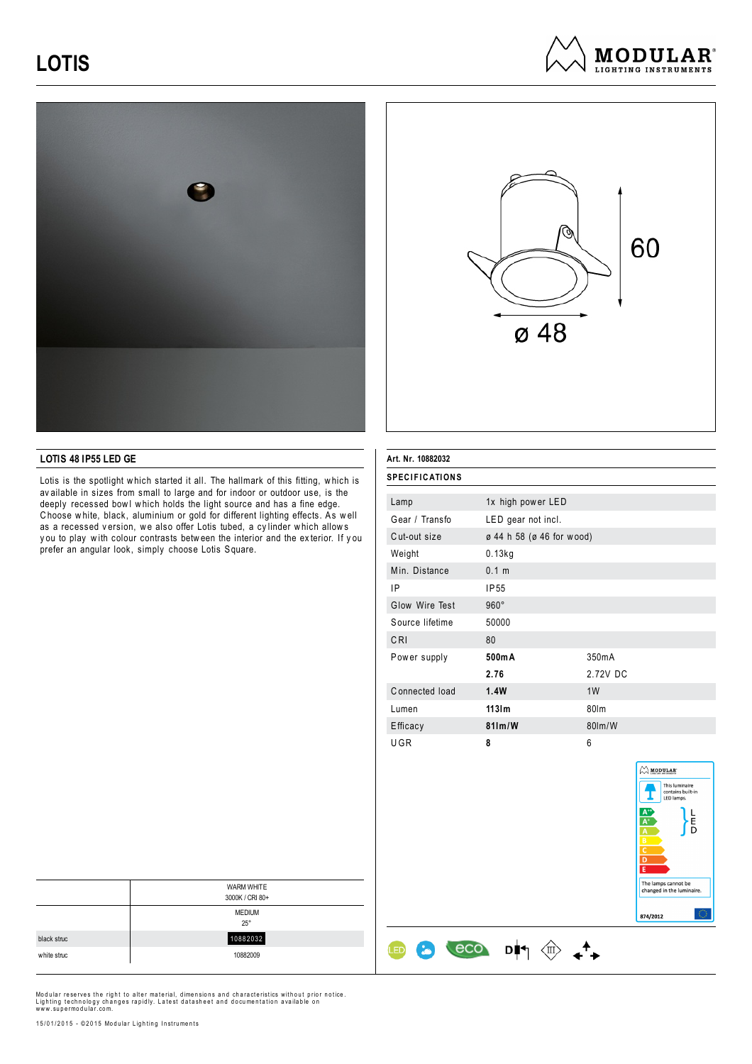# LOTIS

MODULAR LIGHTING INSTRUMENTS

60

ø 48

## LOTIS 48 IP55 LED GE

Lotis is the spotlight which started it all. The hallmark of this fitting, which is available in sizes from small to large and for indoor or outdoor use, is the deeply recessed bowl which holds the light source and has a fine edge. Choose white, black, aluminium or gold for different lighting effects. As well as a recessed version, we also offer Lotis tubed, a cylinder which allows you to play with colour contrasts between the interior and the exterior. If you prefer an angular look, simply choose Lotis Square.

| | WARM WHITE 3000K / CRI 80+ |
|---|---|
| | MEDIUM 25° |
| black struc | 10882032 |
| white struc | 10882009 |

**Art. Nr. 10882032**

**SPECIFICATIONS**

| | | |
|---|---|---|
| Lamp | 1x high power LED | |
| Gear / Transfo | LED gear not incl. | |
| Cut-out size | ø 44 h 58 (ø 46 for wood) | |
| Weight | 0.13kg | |
| Min. Distance | 0.1 m | |
| IP | IP55 | |
| Glow Wire Test | 960° | |
| Source lifetime | 50000 | |
| CRI | 80 | |
| Power supply | **500mA** | 350mA |
| | **2.76** | 2.72V DC |
| Connected load | **1.4W** | 1W |
| Lumen | **113lm** | 80lm |
| Efficacy | **81lm/W** | 80lm/W |
| UGR | **8** | 6 |

This luminaire contains built-in LED lamps.

A++ A+ A B C D E — LED

The lamps cannot be changed in the luminaire.

874/2012

Modular reserves the right to alter material, dimensions and characteristics without prior notice. Lighting technology changes rapidly. Latest datasheet and documentation available on www.supermodular.com.

15/01/2015 - ©2015 Modular Lighting Instruments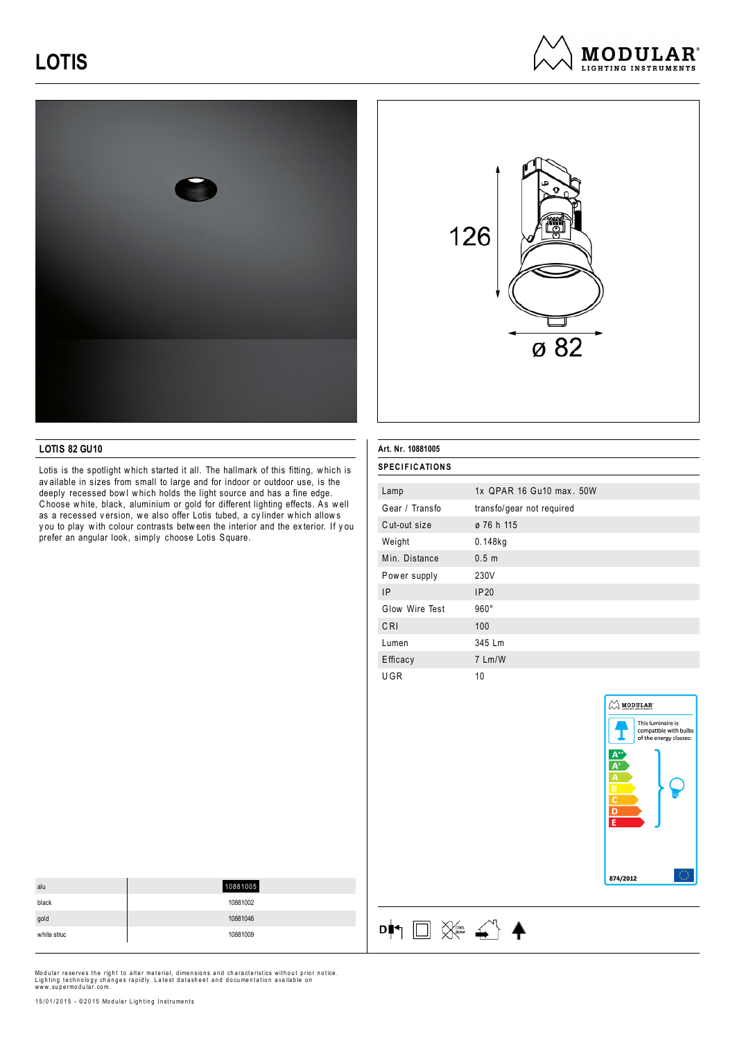# LOTIS

126

ø 82

## LOTIS 82 GU10

Lotis is the spotlight which started it all. The hallmark of this fitting, which is available in sizes from small to large and for indoor or outdoor use, is the deeply recessed bowl which holds the light source and has a fine edge. Choose white, black, aluminium or gold for different lighting effects. As well as a recessed version, we also offer Lotis tubed, a cylinder which allows you to play with colour contrasts between the interior and the exterior. If you prefer an angular look, simply choose Lotis Square.

| | |
|---|---|
| alu | 10881005 |
| black | 10881002 |
| gold | 10881046 |
| white struc | 10881009 |

**Art. Nr. 10881005**

**SPECIFICATIONS**

| | |
|---|---|
| Lamp | 1x QPAR 16 Gu10 max. 50W |
| Gear / Transfo | transfo/gear not required |
| Cut-out size | ø 76 h 115 |
| Weight | 0.148kg |
| Min. Distance | 0.5 m |
| Power supply | 230V |
| IP | IP20 |
| Glow Wire Test | 960° |
| CRI | 100 |
| Lumen | 345 Lm |
| Efficacy | 7 Lm/W |
| UGR | 10 |

This luminaire is compatible with bulbs of the energy classes: A++, A+, A, B, C, D, E

874/2012

Modular reserves the right to alter material, dimensions and characteristics without prior notice. Lighting technology changes rapidly. Latest datasheet and documentation available on www.supermodular.com.

15/01/2015 - ©2015 Modular Lighting Instruments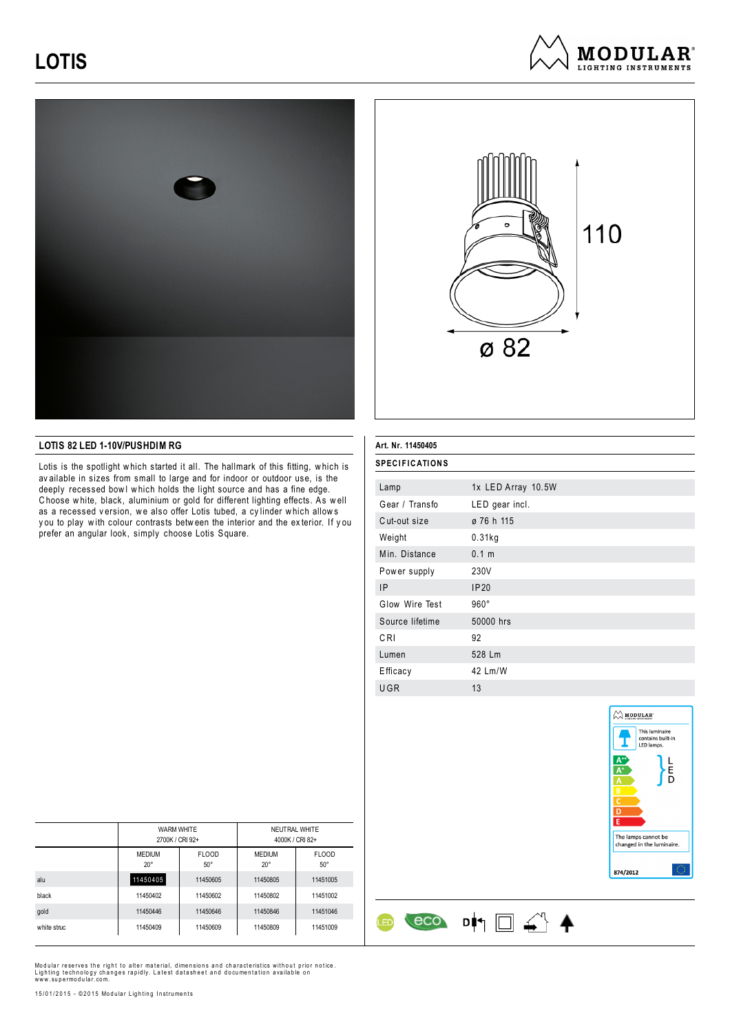# LOTIS

MODULAR LIGHTING INSTRUMENTS

110

ø 82

## LOTIS 82 LED 1-10V/PUSHDIM RG

Lotis is the spotlight which started it all. The hallmark of this fitting, which is available in sizes from small to large and for indoor or outdoor use, is the deeply recessed bowl which holds the light source and has a fine edge. Choose white, black, aluminium or gold for different lighting effects. As well as a recessed version, we also offer Lotis tubed, a cylinder which allows you to play with colour contrasts between the interior and the exterior. If you prefer an angular look, simply choose Lotis Square.

| | WARM WHITE 2700K / CRI 92+ | | NEUTRAL WHITE 4000K / CRI 82+ | |
|---|---|---|---|---|
| | MEDIUM 20° | FLOOD 50° | MEDIUM 20° | FLOOD 50° |
| alu | 11450405 | 11450605 | 11450805 | 11451005 |
| black | 11450402 | 11450602 | 11450802 | 11451002 |
| gold | 11450446 | 11450646 | 11450846 | 11451046 |
| white struc | 11450409 | 11450609 | 11450809 | 11451009 |

**Art. Nr. 11450405**

**SPECIFICATIONS**

| | |
|---|---|
| Lamp | 1x LED Array 10.5W |
| Gear / Transfo | LED gear incl. |
| Cut-out size | ø 76 h 115 |
| Weight | 0.31kg |
| Min. Distance | 0.1 m |
| Power supply | 230V |
| IP | IP20 |
| Glow Wire Test | 960° |
| Source lifetime | 50000 hrs |
| CRI | 92 |
| Lumen | 528 Lm |
| Efficacy | 42 Lm/W |
| UGR | 13 |

MODULAR

This luminaire contains built-in LED lamps.

A++ A+ A B C D E — LED

The lamps cannot be changed in the luminaire.

874/2012

LED eco

Modular reserves the right to alter material, dimensions and characteristics without prior notice. Lighting technology changes rapidly. Latest datasheet and documentation available on www.supermodular.com.

15/01/2015 - ©2015 Modular Lighting Instruments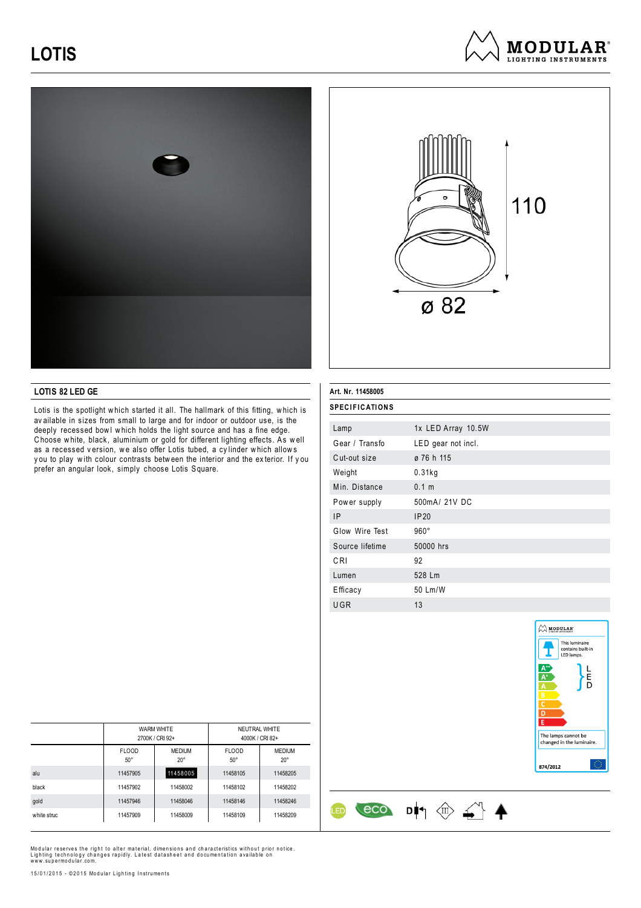# LOTIS

110

ø 82

## LOTIS 82 LED GE

Lotis is the spotlight which started it all. The hallmark of this fitting, which is available in sizes from small to large and for indoor or outdoor use, is the deeply recessed bowl which holds the light source and has a fine edge. Choose white, black, aluminium or gold for different lighting effects. As well as a recessed version, we also offer Lotis tubed, a cylinder which allows you to play with colour contrasts between the interior and the exterior. If you prefer an angular look, simply choose Lotis Square.

**Art. Nr. 11458005**

**SPECIFICATIONS**

| | |
|---|---|
| Lamp | 1x LED Array 10.5W |
| Gear / Transfo | LED gear not incl. |
| Cut-out size | ø 76 h 115 |
| Weight | 0.31kg |
| Min. Distance | 0.1 m |
| Power supply | 500mA/ 21V DC |
| IP | IP20 |
| Glow Wire Test | 960° |
| Source lifetime | 50000 hrs |
| CRI | 92 |
| Lumen | 528 Lm |
| Efficacy | 50 Lm/W |
| UGR | 13 |

| | WARM WHITE 2700K / CRI 92+ | | NEUTRAL WHITE 4000K / CRI 82+ | |
|---|---|---|---|---|
| | FLOOD 50° | MEDIUM 20° | FLOOD 50° | MEDIUM 20° |
| alu | 11457905 | **11458005** | 11458105 | 11458205 |
| black | 11457902 | 11458002 | 11458102 | 11458202 |
| gold | 11457946 | 11458046 | 11458146 | 11458246 |
| white struc | 11457909 | 11458009 | 11458109 | 11458209 |

MODULAR

This luminaire contains built-in LED lamps.

A++ A+ A B C D E — LED

The lamps cannot be changed in the luminaire.

874/2012

Modular reserves the right to alter material, dimensions and characteristics without prior notice. Lighting technology changes rapidly. Latest datasheet and documentation available on www.supermodular.com.

15/01/2015 - ©2015 Modular Lighting Instruments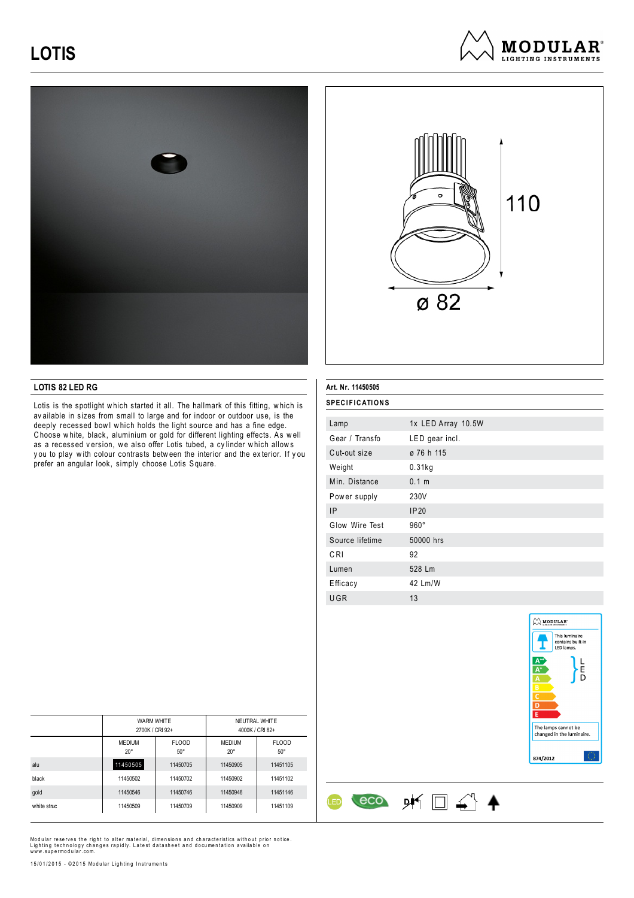# LOTIS

MODULAR LIGHTING INSTRUMENTS

110

ø 82

## LOTIS 82 LED RG

Lotis is the spotlight which started it all. The hallmark of this fitting, which is available in sizes from small to large and for indoor or outdoor use, is the deeply recessed bowl which holds the light source and has a fine edge. Choose white, black, aluminium or gold for different lighting effects. As well as a recessed version, we also offer Lotis tubed, a cylinder which allows you to play with colour contrasts between the interior and the exterior. If you prefer an angular look, simply choose Lotis Square.

| | WARM WHITE 2700K / CRI 92+ | | NEUTRAL WHITE 4000K / CRI 82+ | |
|---|---|---|---|---|
| | MEDIUM 20° | FLOOD 50° | MEDIUM 20° | FLOOD 50° |
| alu | 11450505 | 11450705 | 11450905 | 11451105 |
| black | 11450502 | 11450702 | 11450902 | 11451102 |
| gold | 11450546 | 11450746 | 11450946 | 11451146 |
| white struc | 11450509 | 11450709 | 11450909 | 11451109 |

**Art. Nr. 11450505**

### SPECIFICATIONS

| | |
|---|---|
| Lamp | 1x LED Array 10.5W |
| Gear / Transfo | LED gear incl. |
| Cut-out size | ø 76 h 115 |
| Weight | 0.31kg |
| Min. Distance | 0.1 m |
| Power supply | 230V |
| IP | IP20 |
| Glow Wire Test | 960° |
| Source lifetime | 50000 hrs |
| CRI | 92 |
| Lumen | 528 Lm |
| Efficacy | 42 Lm/W |
| UGR | 13 |

MODULAR

This luminaire contains built-in LED lamps.

A++ A+ A B C D E — LED

The lamps cannot be changed in the luminaire.

874/2012

Modular reserves the right to alter material, dimensions and characteristics without prior notice. Lighting technology changes rapidly. Latest datasheet and documentation available on www.supermodular.com.

15/01/2015 - ©2015 Modular Lighting Instruments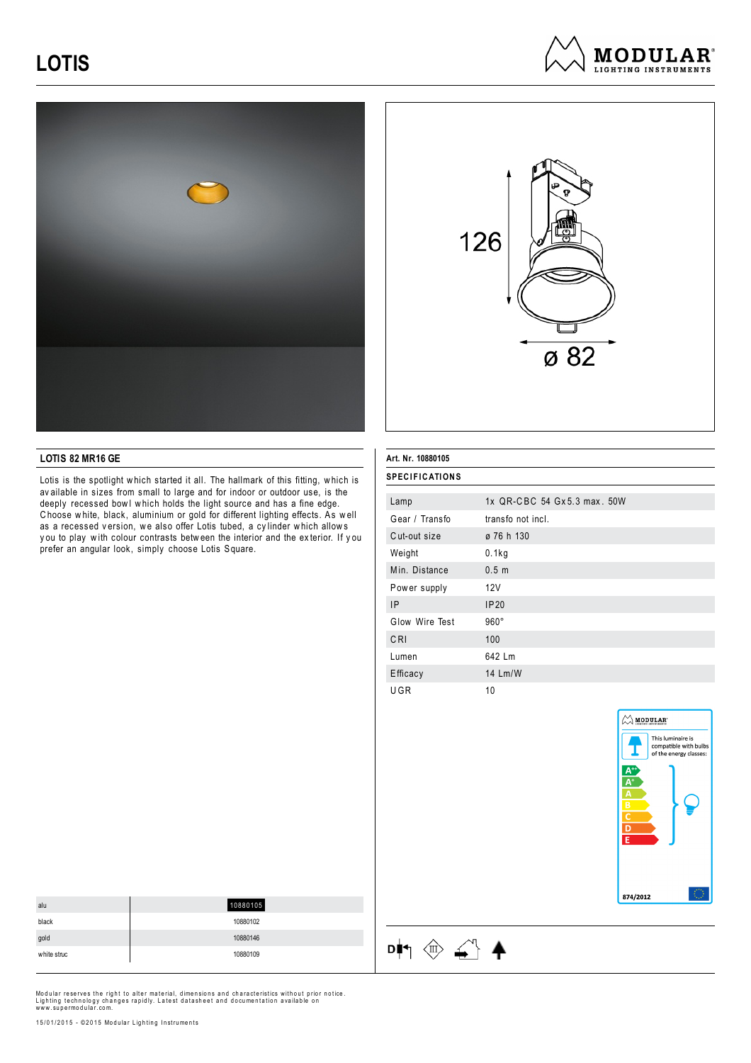# LOTIS

MODULAR LIGHTING INSTRUMENTS

126

ø 82

## LOTIS 82 MR16 GE

Lotis is the spotlight which started it all. The hallmark of this fitting, which is available in sizes from small to large and for indoor or outdoor use, is the deeply recessed bowl which holds the light source and has a fine edge. Choose white, black, aluminium or gold for different lighting effects. As well as a recessed version, we also offer Lotis tubed, a cylinder which allows you to play with colour contrasts between the interior and the exterior. If you prefer an angular look, simply choose Lotis Square.

| | |
|---|---|
| alu | 10880105 |
| black | 10880102 |
| gold | 10880146 |
| white struc | 10880109 |

**Art. Nr. 10880105**

**SPECIFICATIONS**

| | |
|---|---|
| Lamp | 1x QR-CBC 54 Gx5.3 max. 50W |
| Gear / Transfo | transfo not incl. |
| Cut-out size | ø 76 h 130 |
| Weight | 0.1kg |
| Min. Distance | 0.5 m |
| Power supply | 12V |
| IP | IP20 |
| Glow Wire Test | 960° |
| CRI | 100 |
| Lumen | 642 Lm |
| Efficacy | 14 Lm/W |
| UGR | 10 |

MODULAR

This luminaire is compatible with bulbs of the energy classes:

A++
A+
A
B
C
D
E

874/2012

Modular reserves the right to alter material, dimensions and characteristics without prior notice. Lighting technology changes rapidly. Latest datasheet and documentation available on www.supermodular.com.

15/01/2015 - ©2015 Modular Lighting Instruments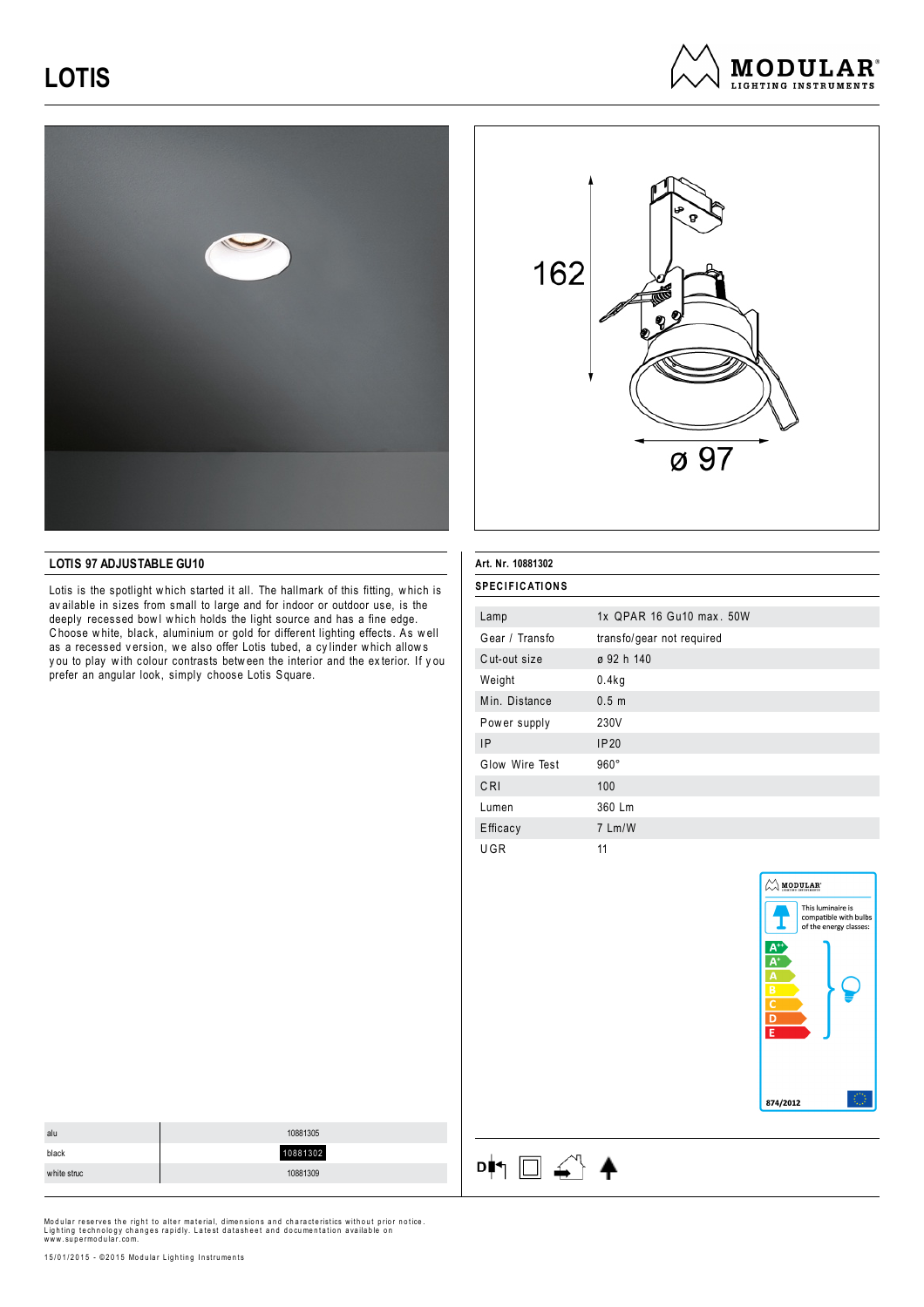# LOTIS

## LOTIS 97 ADJUSTABLE GU10

Lotis is the spotlight which started it all. The hallmark of this fitting, which is available in sizes from small to large and for indoor or outdoor use, is the deeply recessed bowl which holds the light source and has a fine edge. Choose white, black, aluminium or gold for different lighting effects. As well as a recessed version, we also offer Lotis tubed, a cylinder which allows you to play with colour contrasts between the interior and the exterior. If you prefer an angular look, simply choose Lotis Square.

| | |
|---|---|
| alu | 10881305 |
| black | 10881302 |
| white struc | 10881309 |

**Art. Nr. 10881302**

**SPECIFICATIONS**

| | |
|---|---|
| Lamp | 1x QPAR 16 Gu10 max. 50W |
| Gear / Transfo | transfo/gear not required |
| Cut-out size | ø 92 h 140 |
| Weight | 0.4kg |
| Min. Distance | 0.5 m |
| Power supply | 230V |
| IP | IP20 |
| Glow Wire Test | 960° |
| CRI | 100 |
| Lumen | 360 Lm |
| Efficacy | 7 Lm/W |
| UGR | 11 |

This luminaire is compatible with bulbs of the energy classes: A++, A+, A, B, C, D, E

874/2012

Modular reserves the right to alter material, dimensions and characteristics without prior notice. Lighting technology changes rapidly. Latest datasheet and documentation available on www.supermodular.com.

15/01/2015 - ©2015 Modular Lighting Instruments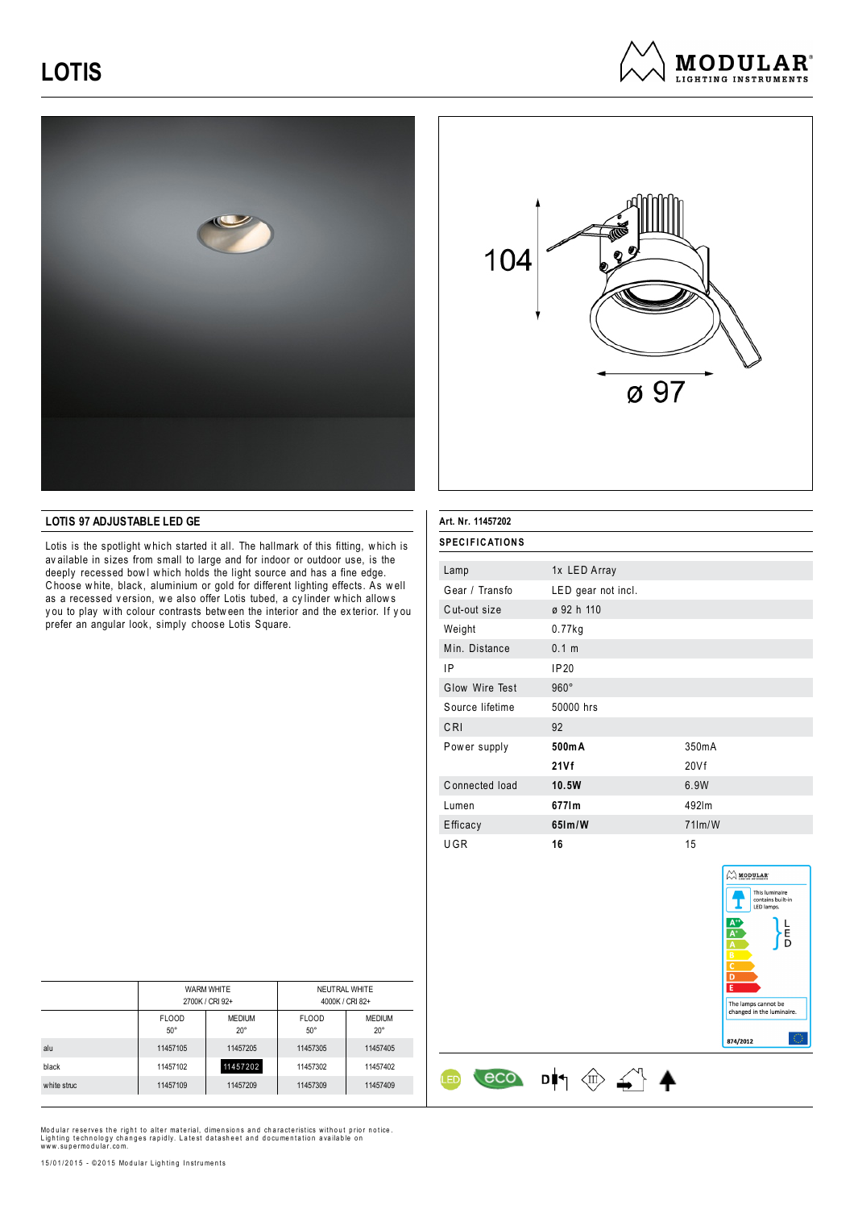# LOTIS

MODULAR LIGHTING INSTRUMENTS

104

ø 97

## LOTIS 97 ADJUSTABLE LED GE

Lotis is the spotlight which started it all. The hallmark of this fitting, which is available in sizes from small to large and for indoor or outdoor use, is the deeply recessed bowl which holds the light source and has a fine edge. Choose white, black, aluminium or gold for different lighting effects. As well as a recessed version, we also offer Lotis tubed, a cylinder which allows you to play with colour contrasts between the interior and the exterior. If you prefer an angular look, simply choose Lotis Square.

**Art. Nr. 11457202**

**SPECIFICATIONS**

| | | |
|---|---|---|
| Lamp | 1x LED Array | |
| Gear / Transfo | LED gear not incl. | |
| Cut-out size | ø 92 h 110 | |
| Weight | 0.77kg | |
| Min. Distance | 0.1 m | |
| IP | IP20 | |
| Glow Wire Test | 960° | |
| Source lifetime | 50000 hrs | |
| CRI | 92 | |
| Power supply | **500mA** | 350mA |
| | **21Vf** | 20Vf |
| Connected load | **10.5W** | 6.9W |
| Lumen | **677lm** | 492lm |
| Efficacy | **65lm/W** | 71lm/W |
| UGR | **16** | 15 |

| | WARM WHITE 2700K / CRI 92+ | | NEUTRAL WHITE 4000K / CRI 82+ | |
|---|---|---|---|---|
| | FLOOD 50° | MEDIUM 20° | FLOOD 50° | MEDIUM 20° |
| alu | 11457105 | 11457205 | 11457305 | 11457405 |
| black | 11457102 | 11457202 | 11457302 | 11457402 |
| white struc | 11457109 | 11457209 | 11457309 | 11457409 |

This luminaire contains built-in LED lamps. A++ A+ A B C D E LED. The lamps cannot be changed in the luminaire. 874/2012

LED eco

Modular reserves the right to alter material, dimensions and characteristics without prior notice. Lighting technology changes rapidly. Latest datasheet and documentation available on www.supermodular.com.

15/01/2015 - ©2015 Modular Lighting Instruments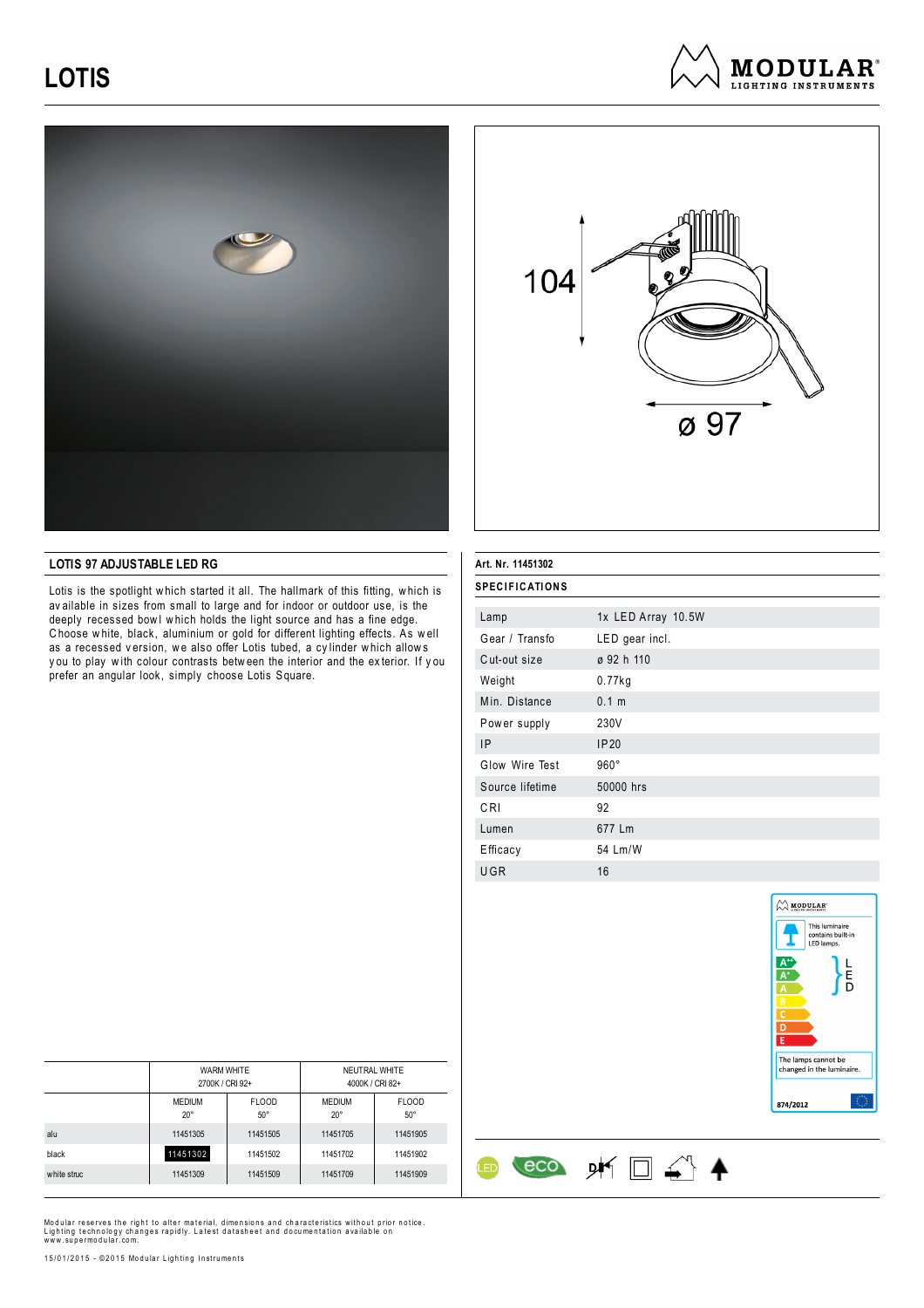# LOTIS

MODULAR LIGHTING INSTRUMENTS

104

ø 97

## LOTIS 97 ADJUSTABLE LED RG

Lotis is the spotlight which started it all. The hallmark of this fitting, which is available in sizes from small to large and for indoor or outdoor use, is the deeply recessed bowl which holds the light source and has a fine edge. Choose white, black, aluminium or gold for different lighting effects. As well as a recessed version, we also offer Lotis tubed, a cylinder which allows you to play with colour contrasts between the interior and the exterior. If you prefer an angular look, simply choose Lotis Square.

**Art. Nr. 11451302**

**SPECIFICATIONS**

| | |
|---|---|
| Lamp | 1x LED Array 10.5W |
| Gear / Transfo | LED gear incl. |
| Cut-out size | ø 92 h 110 |
| Weight | 0.77kg |
| Min. Distance | 0.1 m |
| Power supply | 230V |
| IP | IP20 |
| Glow Wire Test | 960° |
| Source lifetime | 50000 hrs |
| CRI | 92 |
| Lumen | 677 Lm |
| Efficacy | 54 Lm/W |
| UGR | 16 |

| | WARM WHITE 2700K / CRI 92+ | | NEUTRAL WHITE 4000K / CRI 82+ | |
|---|---|---|---|---|
| | MEDIUM 20° | FLOOD 50° | MEDIUM 20° | FLOOD 50° |
| alu | 11451305 | 11451505 | 11451705 | 11451905 |
| black | **11451302** | 11451502 | 11451702 | 11451902 |
| white struc | 11451309 | 11451509 | 11451709 | 11451909 |

This luminaire contains built-in LED lamps.

A++ A+ A B C D E — LED

The lamps cannot be changed in the luminaire.

874/2012

Modular reserves the right to alter material, dimensions and characteristics without prior notice. Lighting technology changes rapidly. Latest datasheet and documentation available on www.supermodular.com.

15/01/2015 - ©2015 Modular Lighting Instruments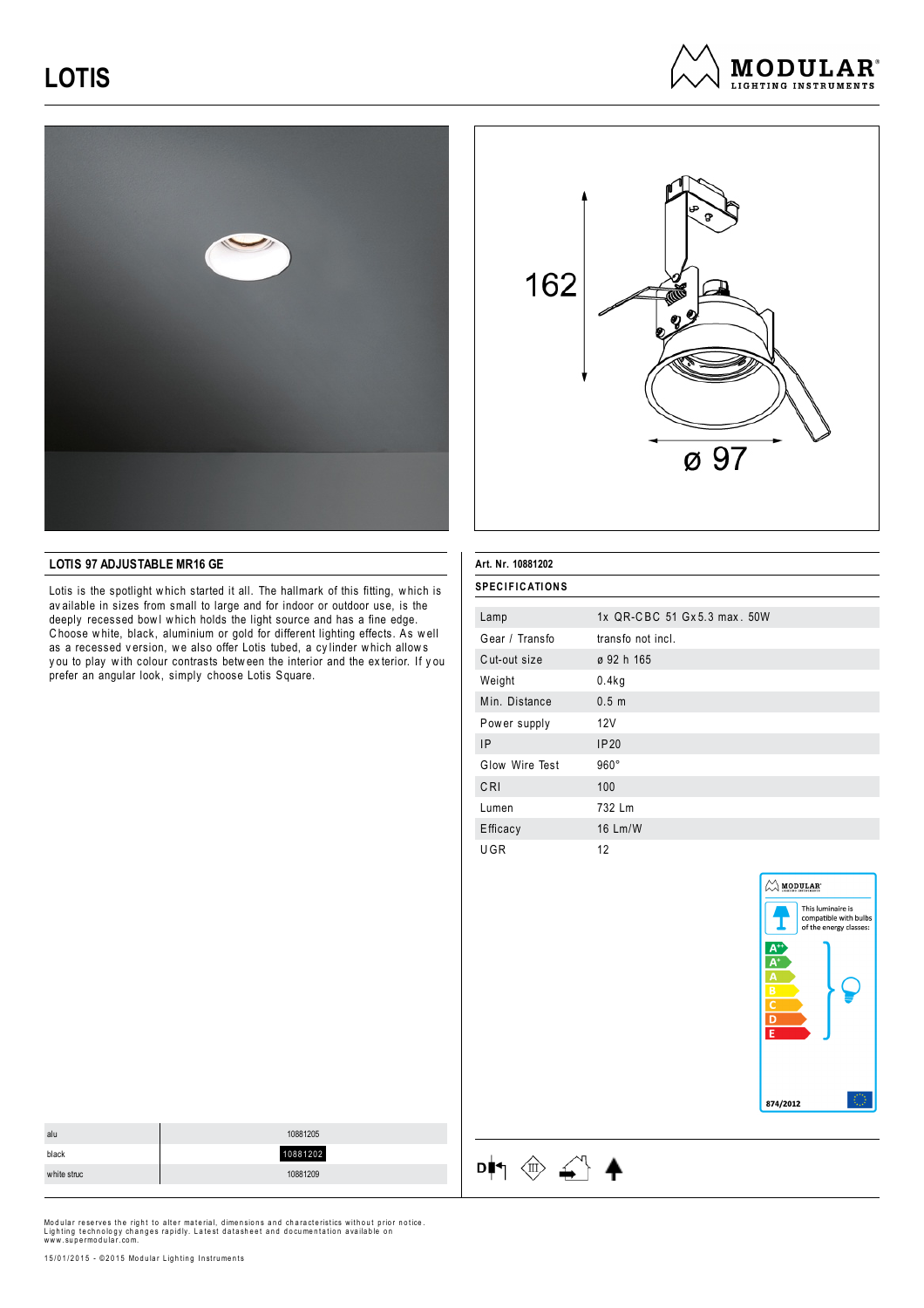# LOTIS

MODULAR LIGHTING INSTRUMENTS

162

ø 97

## LOTIS 97 ADJUSTABLE MR16 GE

Lotis is the spotlight which started it all. The hallmark of this fitting, which is available in sizes from small to large and for indoor or outdoor use, is the deeply recessed bowl which holds the light source and has a fine edge. Choose white, black, aluminium or gold for different lighting effects. As well as a recessed version, we also offer Lotis tubed, a cylinder which allows you to play with colour contrasts between the interior and the exterior. If you prefer an angular look, simply choose Lotis Square.

| | |
|---|---|
| alu | 10881205 |
| black | 10881202 |
| white struc | 10881209 |

**Art. Nr. 10881202**

### SPECIFICATIONS

| | |
|---|---|
| Lamp | 1x QR-CBC 51 Gx5.3 max. 50W |
| Gear / Transfo | transfo not incl. |
| Cut-out size | ø 92 h 165 |
| Weight | 0.4kg |
| Min. Distance | 0.5 m |
| Power supply | 12V |
| IP | IP20 |
| Glow Wire Test | 960° |
| CRI | 100 |
| Lumen | 732 Lm |
| Efficacy | 16 Lm/W |
| UGR | 12 |

MODULAR

This luminaire is compatible with bulbs of the energy classes:

A++ A+ A B C D E

874/2012

Modular reserves the right to alter material, dimensions and characteristics without prior notice. Lighting technology changes rapidly. Latest datasheet and documentation available on www.supermodular.com.

15/01/2015 - ©2015 Modular Lighting Instruments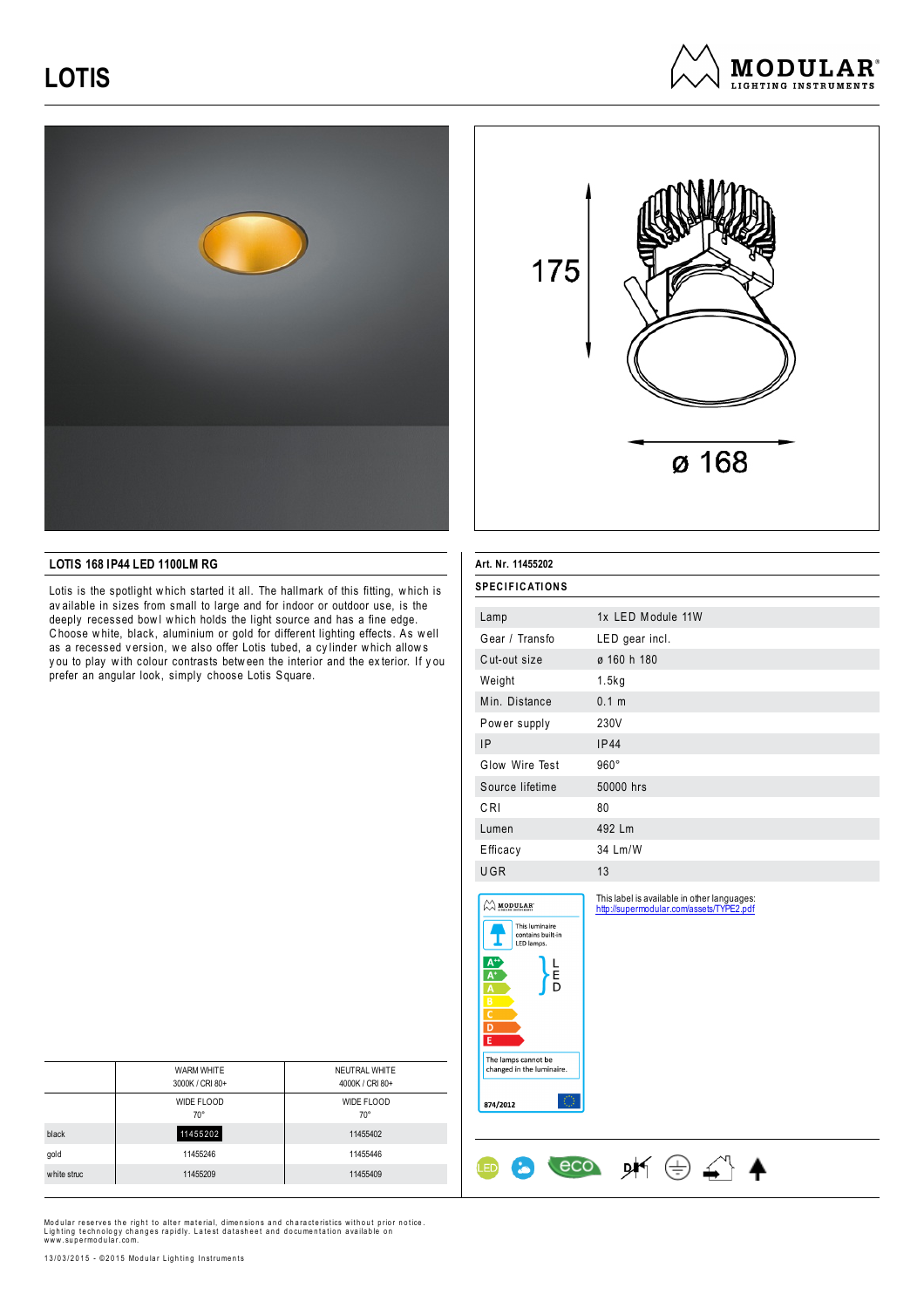# LOTIS

175

ø 168

## LOTIS 168 IP44 LED 1100LM RG

Lotis is the spotlight which started it all. The hallmark of this fitting, which is available in sizes from small to large and for indoor or outdoor use, is the deeply recessed bowl which holds the light source and has a fine edge. Choose white, black, aluminium or gold for different lighting effects. As well as a recessed version, we also offer Lotis tubed, a cylinder which allows you to play with colour contrasts between the interior and the exterior. If you prefer an angular look, simply choose Lotis Square.

| | WARM WHITE 3000K / CRI 80+ | NEUTRAL WHITE 4000K / CRI 80+ |
|---|---|---|
| | WIDE FLOOD 70° | WIDE FLOOD 70° |
| black | 11455202 | 11455402 |
| gold | 11455246 | 11455446 |
| white struc | 11455209 | 11455409 |

**Art. Nr. 11455202**

**SPECIFICATIONS**

| | |
|---|---|
| Lamp | 1x LED Module 11W |
| Gear / Transfo | LED gear incl. |
| Cut-out size | ø 160 h 180 |
| Weight | 1.5kg |
| Min. Distance | 0.1 m |
| Power supply | 230V |
| IP | IP44 |
| Glow Wire Test | 960° |
| Source lifetime | 50000 hrs |
| CRI | 80 |
| Lumen | 492 Lm |
| Efficacy | 34 Lm/W |
| UGR | 13 |

This luminaire contains built-in LED lamps.

A++ A+ A B C D E — LED

The lamps cannot be changed in the luminaire.

874/2012

This label is available in other languages:
http://supermodular.com/assets/TYPE2.pdf

Modular reserves the right to alter material, dimensions and characteristics without prior notice. Lighting technology changes rapidly. Latest datasheet and documentation available on www.supermodular.com.

13/03/2015 - ©2015 Modular Lighting Instruments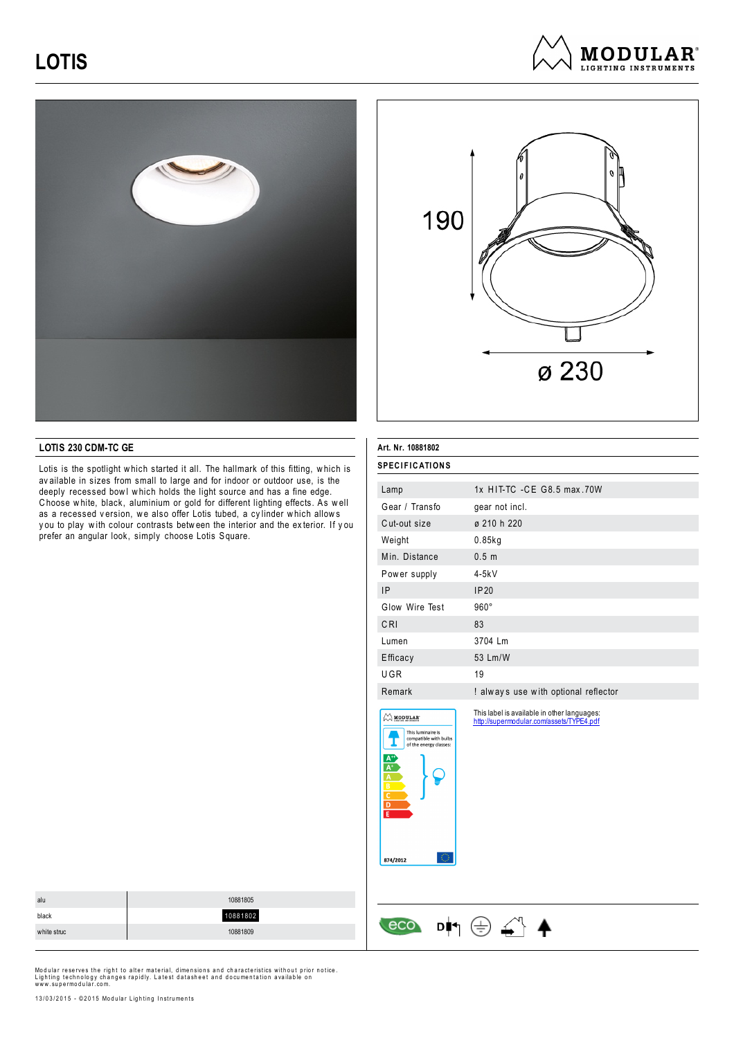# LOTIS

190

ø 230

## LOTIS 230 CDM-TC GE

Lotis is the spotlight which started it all. The hallmark of this fitting, which is available in sizes from small to large and for indoor or outdoor use, is the deeply recessed bowl which holds the light source and has a fine edge. Choose white, black, aluminium or gold for different lighting effects. As well as a recessed version, we also offer Lotis tubed, a cylinder which allows you to play with colour contrasts between the interior and the exterior. If you prefer an angular look, simply choose Lotis Square.

**Art. Nr. 10881802**

### SPECIFICATIONS

| | |
|---|---|
| Lamp | 1x HIT-TC -CE G8.5 max.70W |
| Gear / Transfo | gear not incl. |
| Cut-out size | ø 210 h 220 |
| Weight | 0.85kg |
| Min. Distance | 0.5 m |
| Power supply | 4-5kV |
| IP | IP20 |
| Glow Wire Test | 960° |
| CRI | 83 |
| Lumen | 3704 Lm |
| Efficacy | 53 Lm/W |
| UGR | 19 |
| Remark | ! always use with optional reflector |

This luminaire is compatible with bulbs of the energy classes: A++, A+, A, B, C, D, E

874/2012

This label is available in other languages:
http://supermodular.com/assets/TYPE4.pdf

| | |
|---|---|
| alu | 10881805 |
| black | 10881802 |
| white struc | 10881809 |

Modular reserves the right to alter material, dimensions and characteristics without prior notice. Lighting technology changes rapidly. Latest datasheet and documentation available on www.supermodular.com.

13/03/2015 - ©2015 Modular Lighting Instruments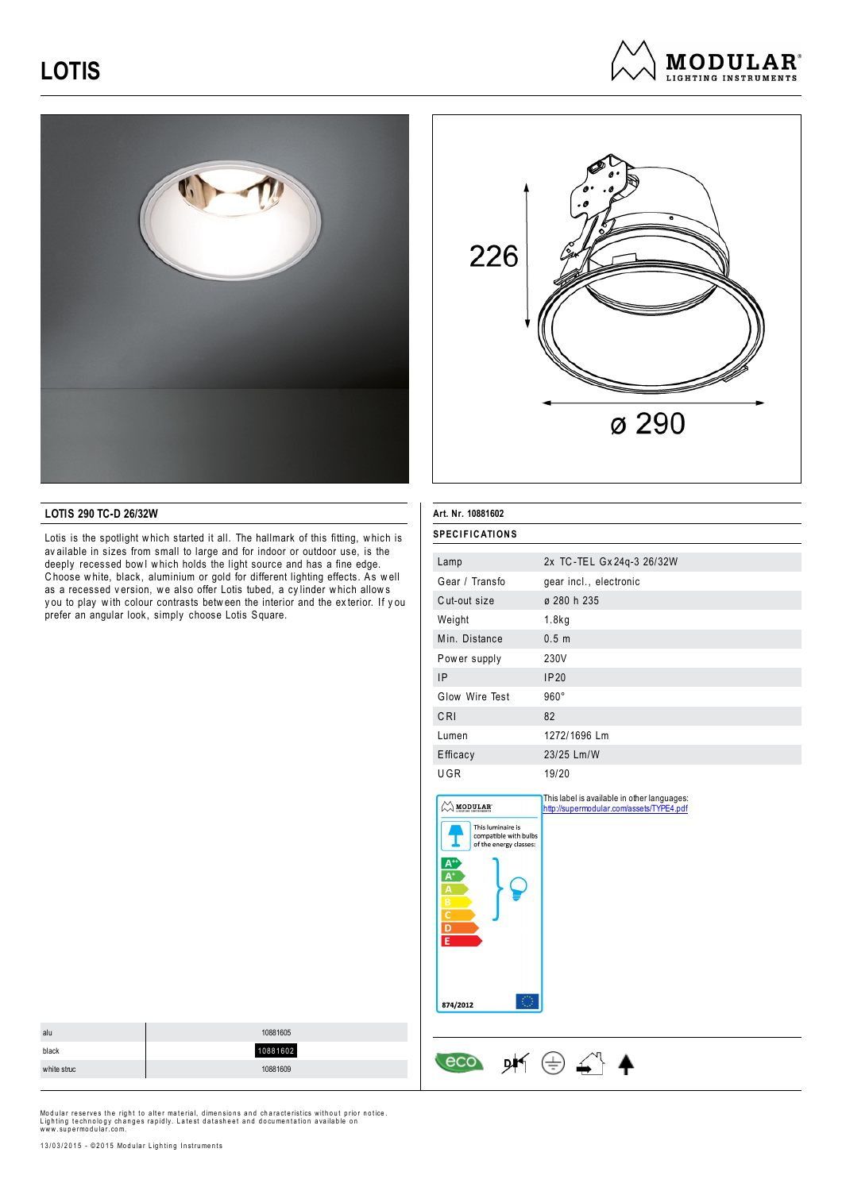# LOTIS

226

ø 290

## LOTIS 290 TC-D 26/32W

Lotis is the spotlight which started it all. The hallmark of this fitting, which is available in sizes from small to large and for indoor or outdoor use, is the deeply recessed bowl which holds the light source and has a fine edge. Choose white, black, aluminium or gold for different lighting effects. As well as a recessed version, we also offer Lotis tubed, a cylinder which allows you to play with colour contrasts between the interior and the exterior. If you prefer an angular look, simply choose Lotis Square.

| | |
|---|---|
| alu | 10881605 |
| black | 10881602 |
| white struc | 10881609 |

**Art. Nr. 10881602**

### SPECIFICATIONS

| | |
|---|---|
| Lamp | 2x TC-TEL Gx24q-3 26/32W |
| Gear / Transfo | gear incl., electronic |
| Cut-out size | ø 280 h 235 |
| Weight | 1.8kg |
| Min. Distance | 0.5 m |
| Power supply | 230V |
| IP | IP20 |
| Glow Wire Test | 960° |
| CRI | 82 |
| Lumen | 1272/1696 Lm |
| Efficacy | 23/25 Lm/W |
| UGR | 19/20 |

This luminaire is compatible with bulbs of the energy classes:

A++
A+
A
B
C
D
E

874/2012

This label is available in other languages: http://supermodular.com/assets/TYPE4.pdf

Modular reserves the right to alter material, dimensions and characteristics without prior notice. Lighting technology changes rapidly. Latest datasheet and documentation available on www.supermodular.com.

13/03/2015 - ©2015 Modular Lighting Instruments